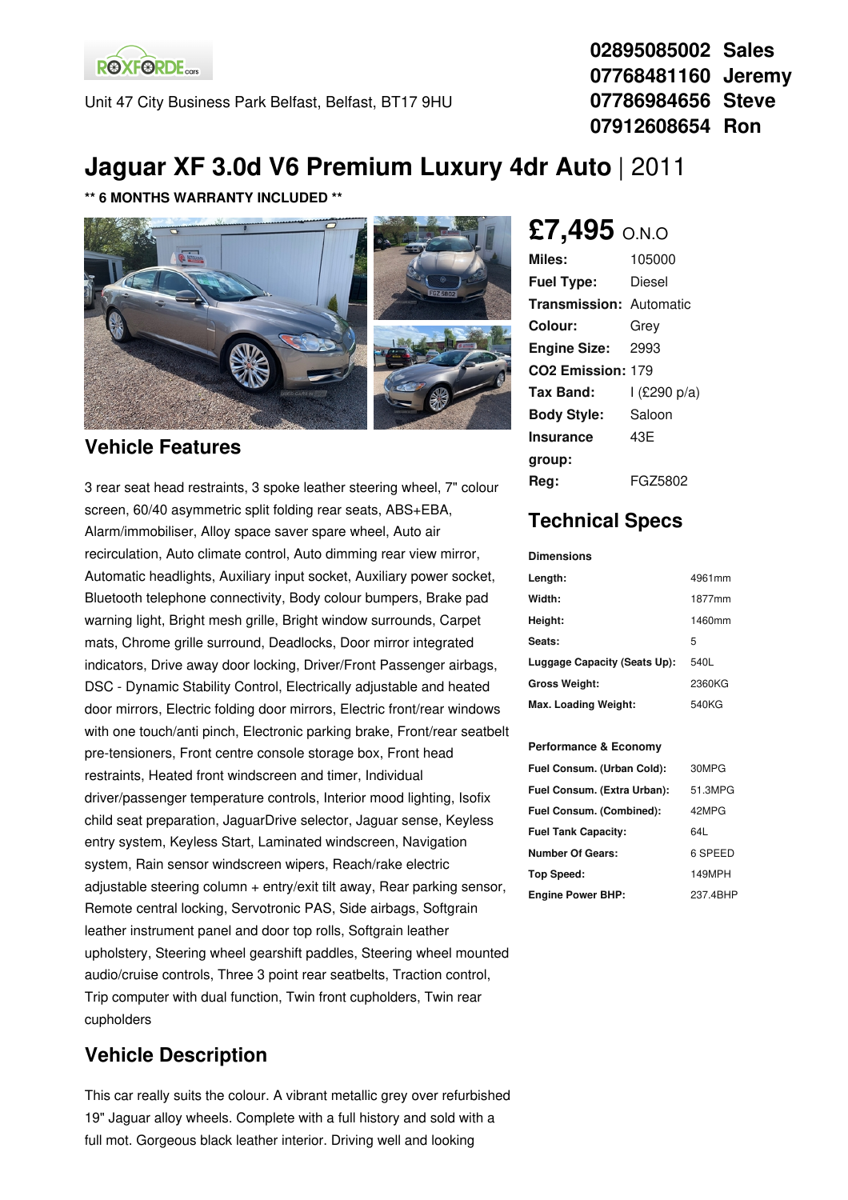ROXFORDE cars

Unit 47 City Business Park Belfast, Belfast, BT17 9HU

**02895085002 Sales**
**07768481160 Jeremy**
**07786984656 Steve**
**07912608654 Ron**

# Jaguar XF 3.0d V6 Premium Luxury 4dr Auto | 2011

**\*\* 6 MONTHS WARRANTY INCLUDED \*\***

## £7,495 O.N.O

| | |
|---|---|
| **Miles:** | 105000 |
| **Fuel Type:** | Diesel |
| **Transmission:** | Automatic |
| **Colour:** | Grey |
| **Engine Size:** | 2993 |
| **CO2 Emission:** | 179 |
| **Tax Band:** | I (£290 p/a) |
| **Body Style:** | Saloon |
| **Insurance group:** | 43E |
| **Reg:** | FGZ5802 |

## Vehicle Features

3 rear seat head restraints, 3 spoke leather steering wheel, 7" colour screen, 60/40 asymmetric split folding rear seats, ABS+EBA, Alarm/immobiliser, Alloy space saver spare wheel, Auto air recirculation, Auto climate control, Auto dimming rear view mirror, Automatic headlights, Auxiliary input socket, Auxiliary power socket, Bluetooth telephone connectivity, Body colour bumpers, Brake pad warning light, Bright mesh grille, Bright window surrounds, Carpet mats, Chrome grille surround, Deadlocks, Door mirror integrated indicators, Drive away door locking, Driver/Front Passenger airbags, DSC - Dynamic Stability Control, Electrically adjustable and heated door mirrors, Electric folding door mirrors, Electric front/rear windows with one touch/anti pinch, Electronic parking brake, Front/rear seatbelt pre-tensioners, Front centre console storage box, Front head restraints, Heated front windscreen and timer, Individual driver/passenger temperature controls, Interior mood lighting, Isofix child seat preparation, JaguarDrive selector, Jaguar sense, Keyless entry system, Keyless Start, Laminated windscreen, Navigation system, Rain sensor windscreen wipers, Reach/rake electric adjustable steering column + entry/exit tilt away, Rear parking sensor, Remote central locking, Servotronic PAS, Side airbags, Softgrain leather instrument panel and door top rolls, Softgrain leather upholstery, Steering wheel gearshift paddles, Steering wheel mounted audio/cruise controls, Three 3 point rear seatbelts, Traction control, Trip computer with dual function, Twin front cupholders, Twin rear cupholders

## Technical Specs

**Dimensions**

| | |
|---|---|
| **Length:** | 4961mm |
| **Width:** | 1877mm |
| **Height:** | 1460mm |
| **Seats:** | 5 |
| **Luggage Capacity (Seats Up):** | 540L |
| **Gross Weight:** | 2360KG |
| **Max. Loading Weight:** | 540KG |

**Performance & Economy**

| | |
|---|---|
| **Fuel Consum. (Urban Cold):** | 30MPG |
| **Fuel Consum. (Extra Urban):** | 51.3MPG |
| **Fuel Consum. (Combined):** | 42MPG |
| **Fuel Tank Capacity:** | 64L |
| **Number Of Gears:** | 6 SPEED |
| **Top Speed:** | 149MPH |
| **Engine Power BHP:** | 237.4BHP |

## Vehicle Description

This car really suits the colour. A vibrant metallic grey over refurbished 19" Jaguar alloy wheels. Complete with a full history and sold with a full mot. Gorgeous black leather interior. Driving well and looking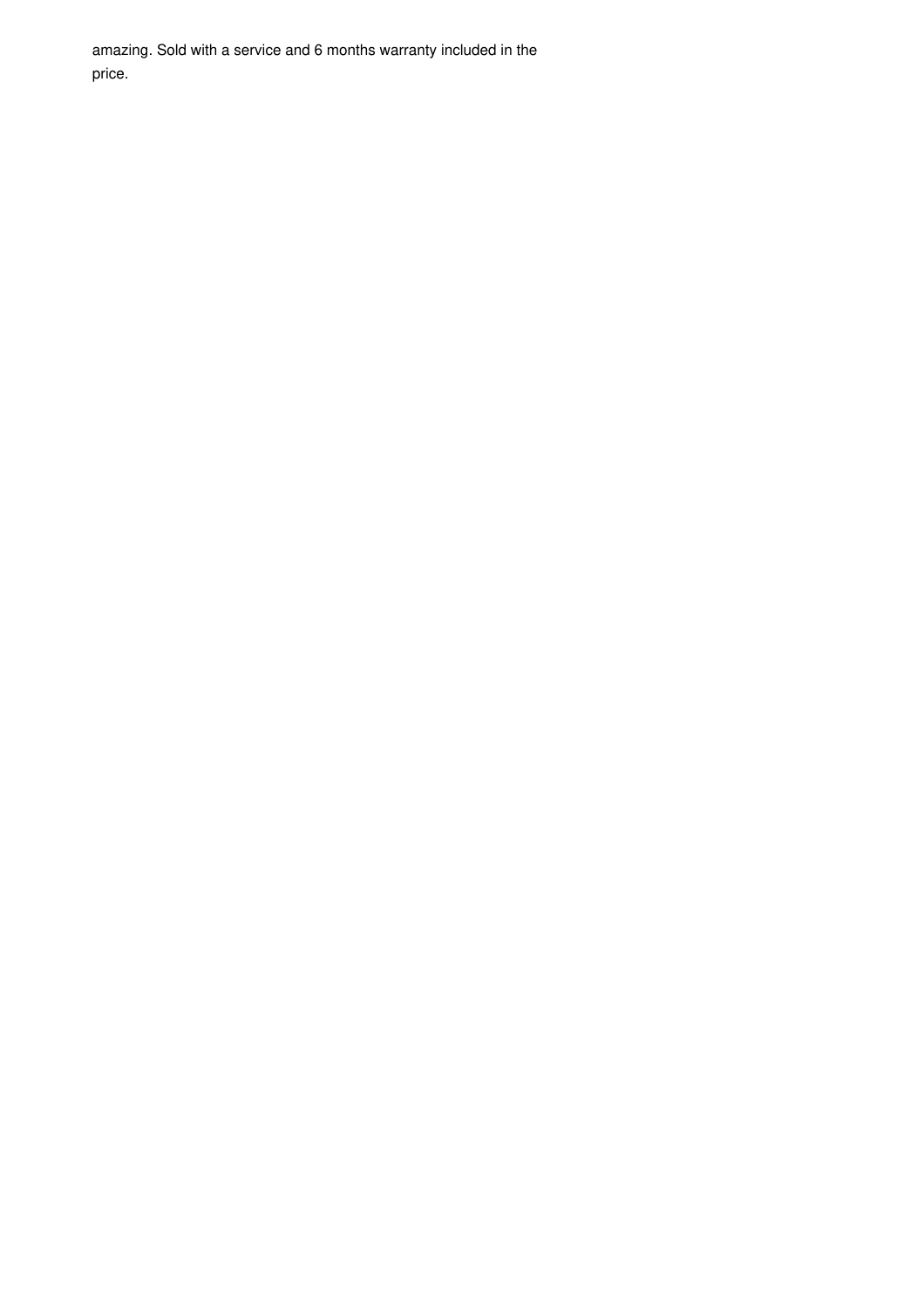amazing. Sold with a service and 6 months warranty included in the price.